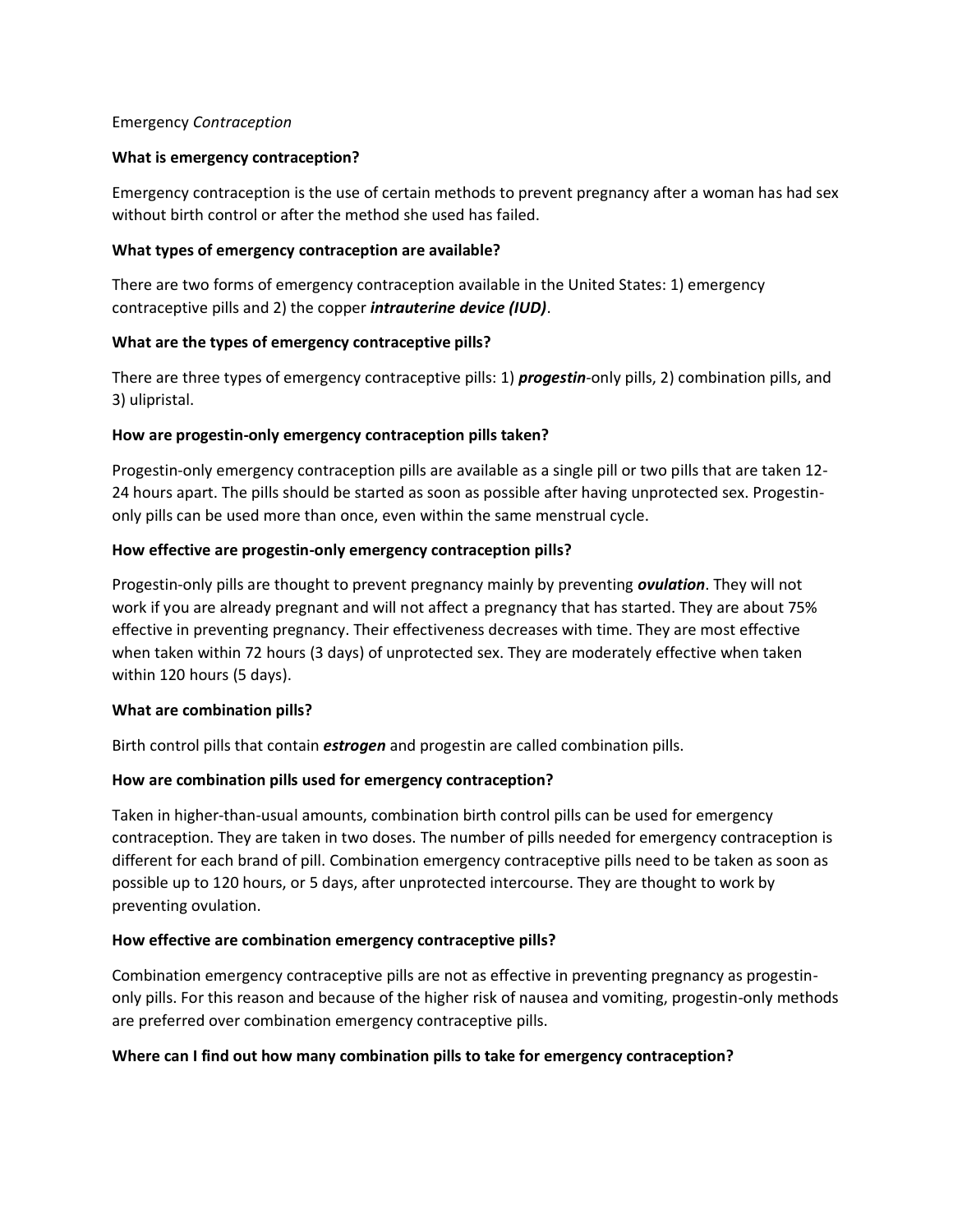Emergency *Contraception*

**What is emergency contraception?**

Emergency contraception is the use of certain methods to prevent pregnancy after a woman has had sex without birth control or after the method she used has failed.

**What types of emergency contraception are available?**

There are two forms of emergency contraception available in the United States: 1) emergency contraceptive pills and 2) the copper ***intrauterine device (IUD)***.

**What are the types of emergency contraceptive pills?**

There are three types of emergency contraceptive pills: 1) ***progestin***-only pills, 2) combination pills, and 3) ulipristal.

**How are progestin-only emergency contraception pills taken?**

Progestin-only emergency contraception pills are available as a single pill or two pills that are taken 12-24 hours apart. The pills should be started as soon as possible after having unprotected sex. Progestin-only pills can be used more than once, even within the same menstrual cycle.

**How effective are progestin-only emergency contraception pills?**

Progestin-only pills are thought to prevent pregnancy mainly by preventing ***ovulation***. They will not work if you are already pregnant and will not affect a pregnancy that has started. They are about 75% effective in preventing pregnancy. Their effectiveness decreases with time. They are most effective when taken within 72 hours (3 days) of unprotected sex. They are moderately effective when taken within 120 hours (5 days).

**What are combination pills?**

Birth control pills that contain ***estrogen*** and progestin are called combination pills.

**How are combination pills used for emergency contraception?**

Taken in higher-than-usual amounts, combination birth control pills can be used for emergency contraception. They are taken in two doses. The number of pills needed for emergency contraception is different for each brand of pill. Combination emergency contraceptive pills need to be taken as soon as possible up to 120 hours, or 5 days, after unprotected intercourse. They are thought to work by preventing ovulation.

**How effective are combination emergency contraceptive pills?**

Combination emergency contraceptive pills are not as effective in preventing pregnancy as progestin-only pills. For this reason and because of the higher risk of nausea and vomiting, progestin-only methods are preferred over combination emergency contraceptive pills.

**Where can I find out how many combination pills to take for emergency contraception?**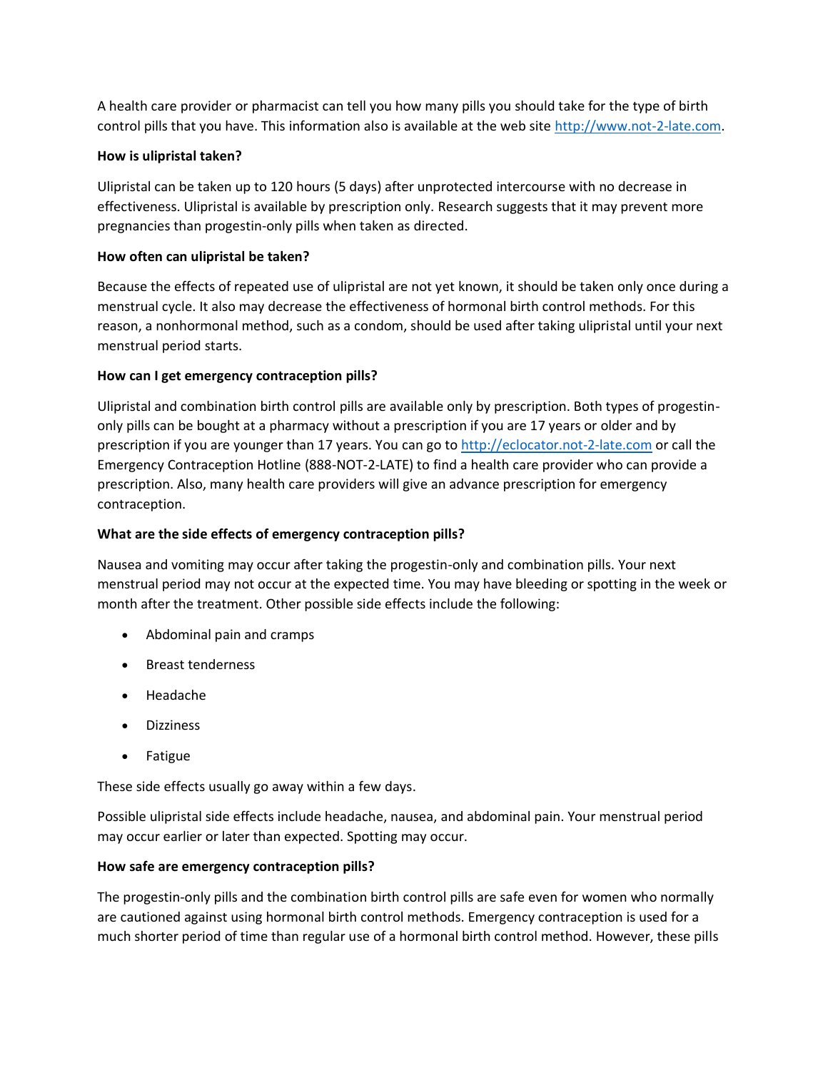A health care provider or pharmacist can tell you how many pills you should take for the type of birth control pills that you have. This information also is available at the web site [http://www.not-2-late.com](http://www.not-2-late.com).

**How is ulipristal taken?**

Ulipristal can be taken up to 120 hours (5 days) after unprotected intercourse with no decrease in effectiveness. Ulipristal is available by prescription only. Research suggests that it may prevent more pregnancies than progestin-only pills when taken as directed.

**How often can ulipristal be taken?**

Because the effects of repeated use of ulipristal are not yet known, it should be taken only once during a menstrual cycle. It also may decrease the effectiveness of hormonal birth control methods. For this reason, a nonhormonal method, such as a condom, should be used after taking ulipristal until your next menstrual period starts.

**How can I get emergency contraception pills?**

Ulipristal and combination birth control pills are available only by prescription. Both types of progestin-only pills can be bought at a pharmacy without a prescription if you are 17 years or older and by prescription if you are younger than 17 years. You can go to [http://eclocator.not-2-late.com](http://eclocator.not-2-late.com) or call the Emergency Contraception Hotline (888-NOT-2-LATE) to find a health care provider who can provide a prescription. Also, many health care providers will give an advance prescription for emergency contraception.

**What are the side effects of emergency contraception pills?**

Nausea and vomiting may occur after taking the progestin-only and combination pills. Your next menstrual period may not occur at the expected time. You may have bleeding or spotting in the week or month after the treatment. Other possible side effects include the following:

- Abdominal pain and cramps
- Breast tenderness
- Headache
- Dizziness
- Fatigue

These side effects usually go away within a few days.

Possible ulipristal side effects include headache, nausea, and abdominal pain. Your menstrual period may occur earlier or later than expected. Spotting may occur.

**How safe are emergency contraception pills?**

The progestin-only pills and the combination birth control pills are safe even for women who normally are cautioned against using hormonal birth control methods. Emergency contraception is used for a much shorter period of time than regular use of a hormonal birth control method. However, these pills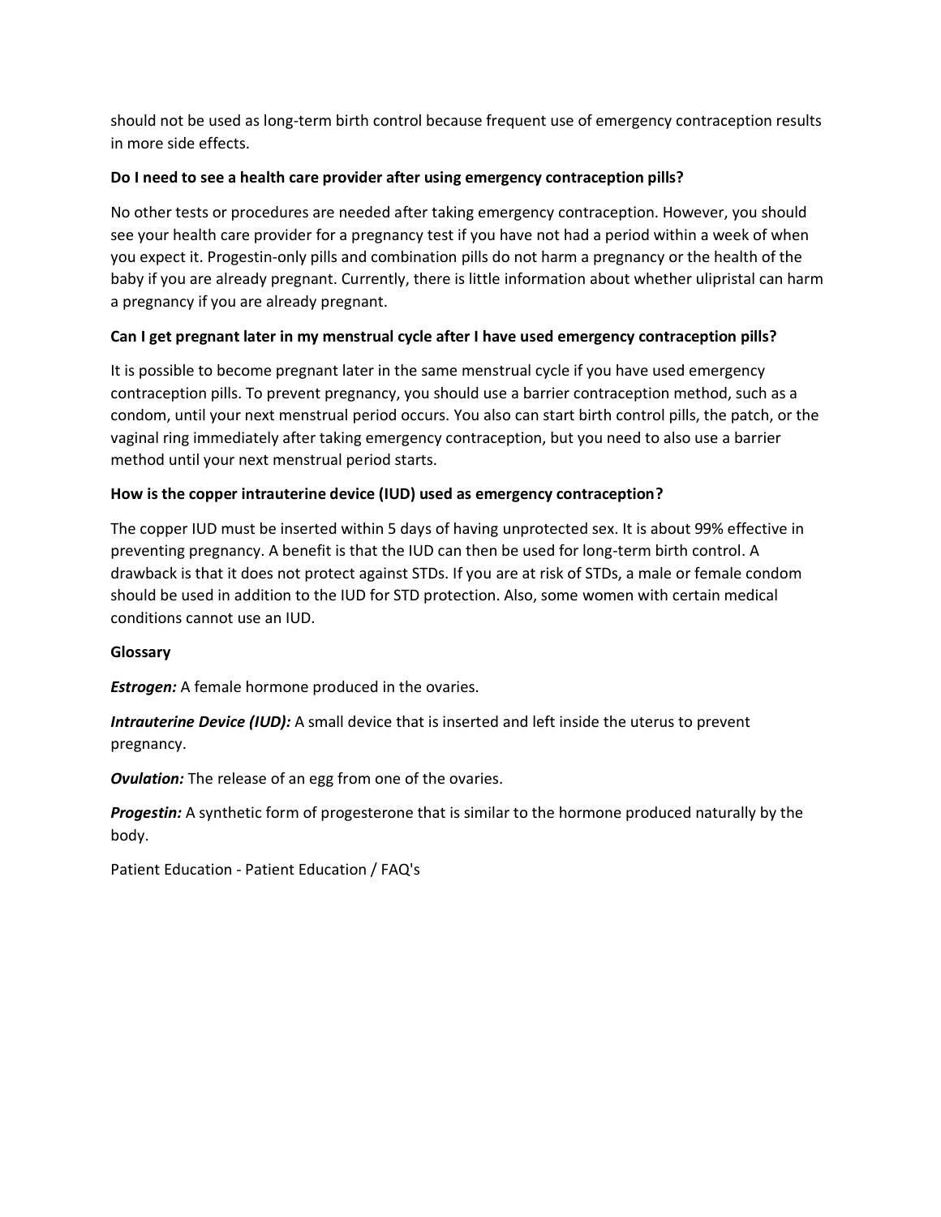should not be used as long-term birth control because frequent use of emergency contraception results in more side effects.

**Do I need to see a health care provider after using emergency contraception pills?**

No other tests or procedures are needed after taking emergency contraception. However, you should see your health care provider for a pregnancy test if you have not had a period within a week of when you expect it. Progestin-only pills and combination pills do not harm a pregnancy or the health of the baby if you are already pregnant. Currently, there is little information about whether ulipristal can harm a pregnancy if you are already pregnant.

**Can I get pregnant later in my menstrual cycle after I have used emergency contraception pills?**

It is possible to become pregnant later in the same menstrual cycle if you have used emergency contraception pills. To prevent pregnancy, you should use a barrier contraception method, such as a condom, until your next menstrual period occurs. You also can start birth control pills, the patch, or the vaginal ring immediately after taking emergency contraception, but you need to also use a barrier method until your next menstrual period starts.

**How is the copper intrauterine device (IUD) used as emergency contraception?**

The copper IUD must be inserted within 5 days of having unprotected sex. It is about 99% effective in preventing pregnancy. A benefit is that the IUD can then be used for long-term birth control. A drawback is that it does not protect against STDs. If you are at risk of STDs, a male or female condom should be used in addition to the IUD for STD protection. Also, some women with certain medical conditions cannot use an IUD.

**Glossary**

***Estrogen:*** A female hormone produced in the ovaries.

***Intrauterine Device (IUD):*** A small device that is inserted and left inside the uterus to prevent pregnancy.

***Ovulation:*** The release of an egg from one of the ovaries.

***Progestin:*** A synthetic form of progesterone that is similar to the hormone produced naturally by the body.

Patient Education - Patient Education / FAQ's